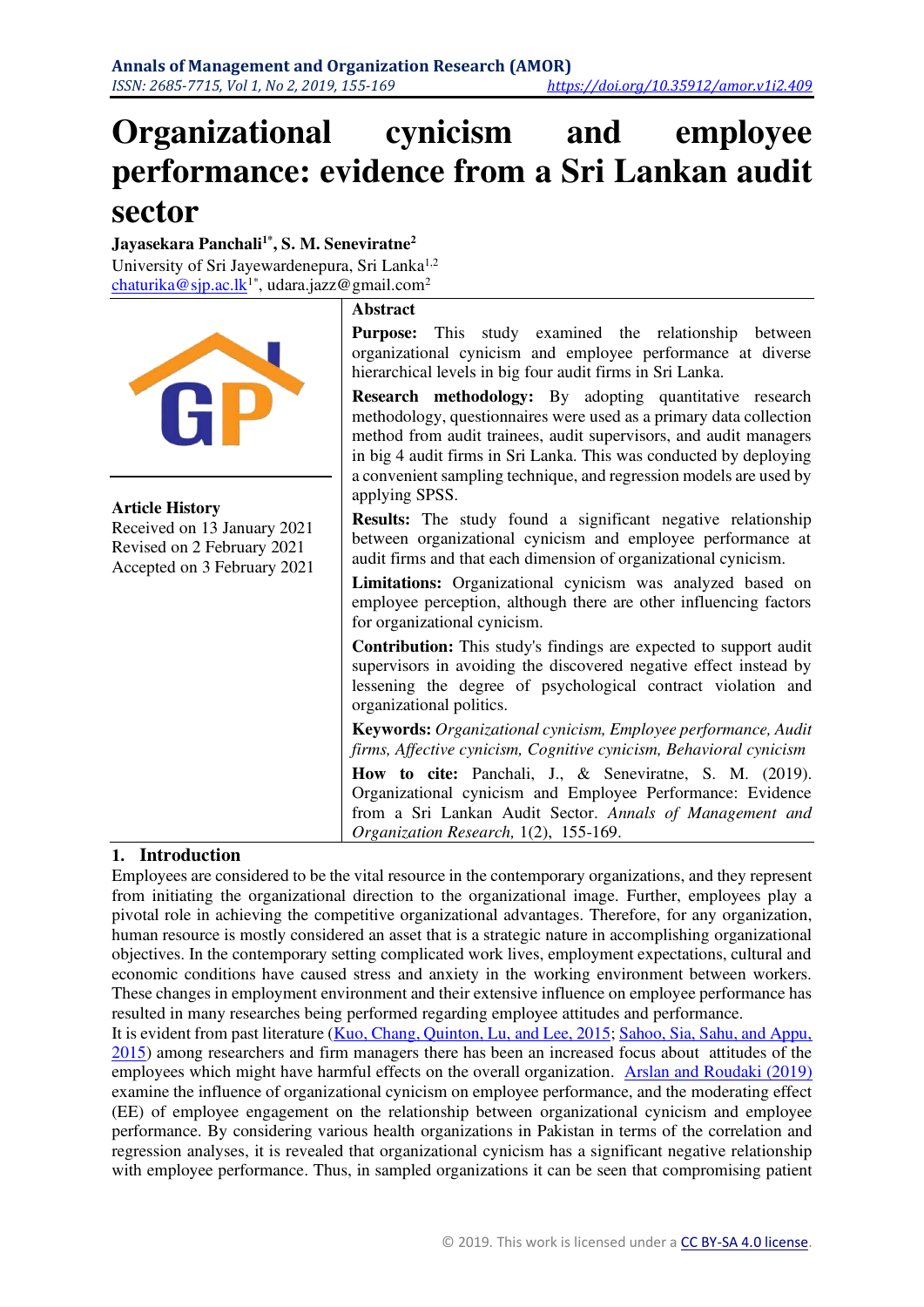# Organizational cynicism and employee performance: evidence from a Sri Lankan audit sector

**Jayasekara Panchali[1*], S. M. Seneviratne[2]**
University of Sri Jayewardenepura, Sri Lanka[1,2]
chaturika@sjp.ac.lk[1*], udara.jazz@gmail.com[2]

**Article History**
Received on 13 January 2021
Revised on 2 February 2021
Accepted on 3 February 2021

**Abstract**

**Purpose:** This study examined the relationship between organizational cynicism and employee performance at diverse hierarchical levels in big four audit firms in Sri Lanka.

**Research methodology:** By adopting quantitative research methodology, questionnaires were used as a primary data collection method from audit trainees, audit supervisors, and audit managers in big 4 audit firms in Sri Lanka. This was conducted by deploying a convenient sampling technique, and regression models are used by applying SPSS.

**Results:** The study found a significant negative relationship between organizational cynicism and employee performance at audit firms and that each dimension of organizational cynicism.

**Limitations:** Organizational cynicism was analyzed based on employee perception, although there are other influencing factors for organizational cynicism.

**Contribution:** This study's findings are expected to support audit supervisors in avoiding the discovered negative effect instead by lessening the degree of psychological contract violation and organizational politics.

**Keywords:** *Organizational cynicism, Employee performance, Audit firms, Affective cynicism, Cognitive cynicism, Behavioral cynicism*

**How to cite:** Panchali, J., & Seneviratne, S. M. (2019). Organizational cynicism and Employee Performance: Evidence from a Sri Lankan Audit Sector. *Annals of Management and Organization Research,* 1(2), 155-169.

## 1. Introduction

Employees are considered to be the vital resource in the contemporary organizations, and they represent from initiating the organizational direction to the organizational image. Further, employees play a pivotal role in achieving the competitive organizational advantages. Therefore, for any organization, human resource is mostly considered an asset that is a strategic nature in accomplishing organizational objectives. In the contemporary setting complicated work lives, employment expectations, cultural and economic conditions have caused stress and anxiety in the working environment between workers. These changes in employment environment and their extensive influence on employee performance has resulted in many researches being performed regarding employee attitudes and performance.

It is evident from past literature (Kuo, Chang, Quinton, Lu, and Lee, 2015; Sahoo, Sia, Sahu, and Appu, 2015) among researchers and firm managers there has been an increased focus about attitudes of the employees which might have harmful effects on the overall organization. Arslan and Roudaki (2019) examine the influence of organizational cynicism on employee performance, and the moderating effect (EE) of employee engagement on the relationship between organizational cynicism and employee performance. By considering various health organizations in Pakistan in terms of the correlation and regression analyses, it is revealed that organizational cynicism has a significant negative relationship with employee performance. Thus, in sampled organizations it can be seen that compromising patient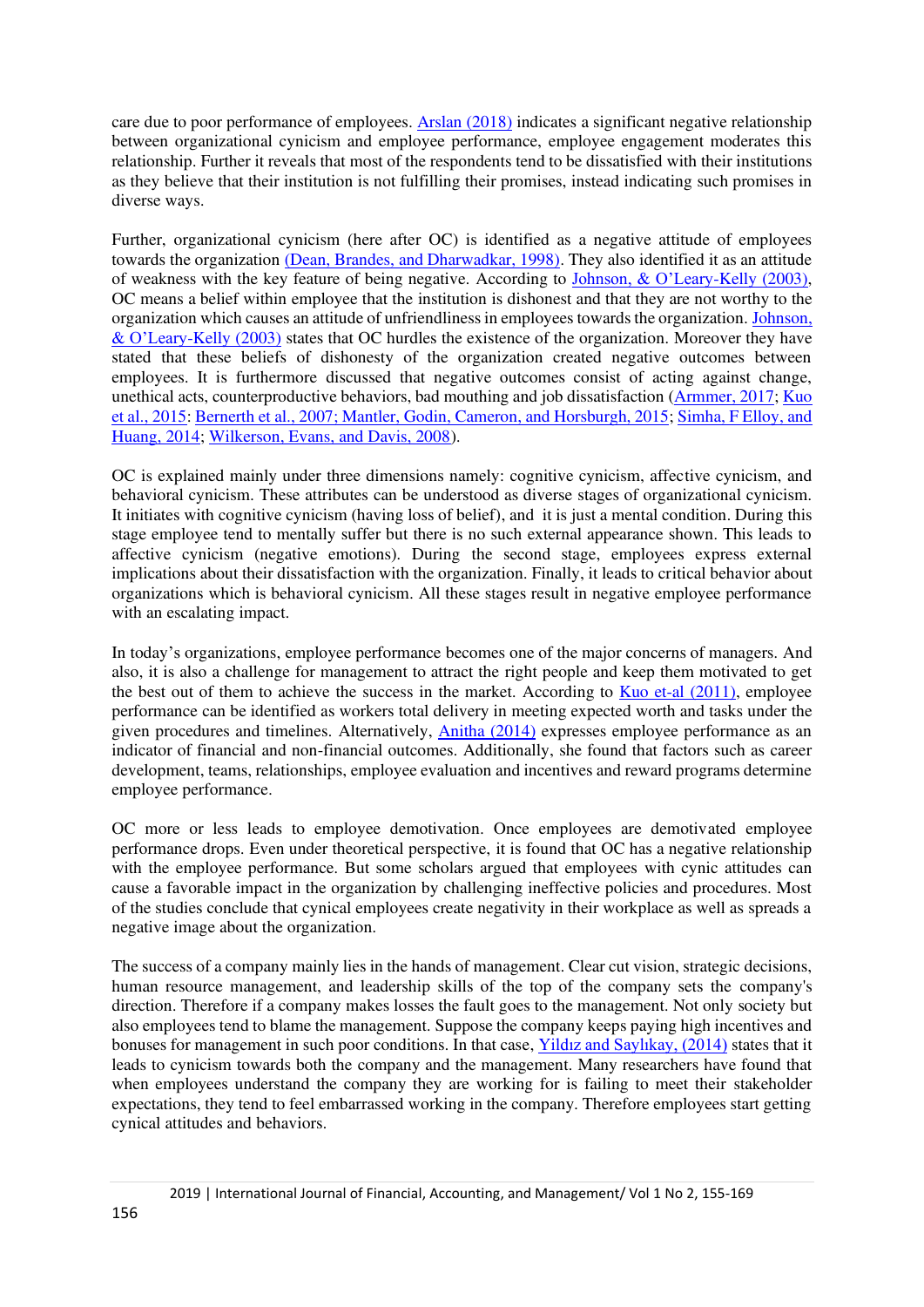care due to poor performance of employees. Arslan (2018) indicates a significant negative relationship between organizational cynicism and employee performance, employee engagement moderates this relationship. Further it reveals that most of the respondents tend to be dissatisfied with their institutions as they believe that their institution is not fulfilling their promises, instead indicating such promises in diverse ways.

Further, organizational cynicism (here after OC) is identified as a negative attitude of employees towards the organization (Dean, Brandes, and Dharwadkar, 1998). They also identified it as an attitude of weakness with the key feature of being negative. According to Johnson, & O'Leary-Kelly (2003), OC means a belief within employee that the institution is dishonest and that they are not worthy to the organization which causes an attitude of unfriendliness in employees towards the organization. Johnson, & O'Leary-Kelly (2003) states that OC hurdles the existence of the organization. Moreover they have stated that these beliefs of dishonesty of the organization created negative outcomes between employees. It is furthermore discussed that negative outcomes consist of acting against change, unethical acts, counterproductive behaviors, bad mouthing and job dissatisfaction (Armmer, 2017; Kuo et al., 2015: Bernerth et al., 2007; Mantler, Godin, Cameron, and Horsburgh, 2015; Simha, F Elloy, and Huang, 2014; Wilkerson, Evans, and Davis, 2008).

OC is explained mainly under three dimensions namely: cognitive cynicism, affective cynicism, and behavioral cynicism. These attributes can be understood as diverse stages of organizational cynicism. It initiates with cognitive cynicism (having loss of belief), and it is just a mental condition. During this stage employee tend to mentally suffer but there is no such external appearance shown. This leads to affective cynicism (negative emotions). During the second stage, employees express external implications about their dissatisfaction with the organization. Finally, it leads to critical behavior about organizations which is behavioral cynicism. All these stages result in negative employee performance with an escalating impact.

In today's organizations, employee performance becomes one of the major concerns of managers. And also, it is also a challenge for management to attract the right people and keep them motivated to get the best out of them to achieve the success in the market. According to Kuo et-al (2011), employee performance can be identified as workers total delivery in meeting expected worth and tasks under the given procedures and timelines. Alternatively, Anitha (2014) expresses employee performance as an indicator of financial and non-financial outcomes. Additionally, she found that factors such as career development, teams, relationships, employee evaluation and incentives and reward programs determine employee performance.

OC more or less leads to employee demotivation. Once employees are demotivated employee performance drops. Even under theoretical perspective, it is found that OC has a negative relationship with the employee performance. But some scholars argued that employees with cynic attitudes can cause a favorable impact in the organization by challenging ineffective policies and procedures. Most of the studies conclude that cynical employees create negativity in their workplace as well as spreads a negative image about the organization.

The success of a company mainly lies in the hands of management. Clear cut vision, strategic decisions, human resource management, and leadership skills of the top of the company sets the company's direction. Therefore if a company makes losses the fault goes to the management. Not only society but also employees tend to blame the management. Suppose the company keeps paying high incentives and bonuses for management in such poor conditions. In that case, Yildız and Saylıkay, (2014) states that it leads to cynicism towards both the company and the management. Many researchers have found that when employees understand the company they are working for is failing to meet their stakeholder expectations, they tend to feel embarrassed working in the company. Therefore employees start getting cynical attitudes and behaviors.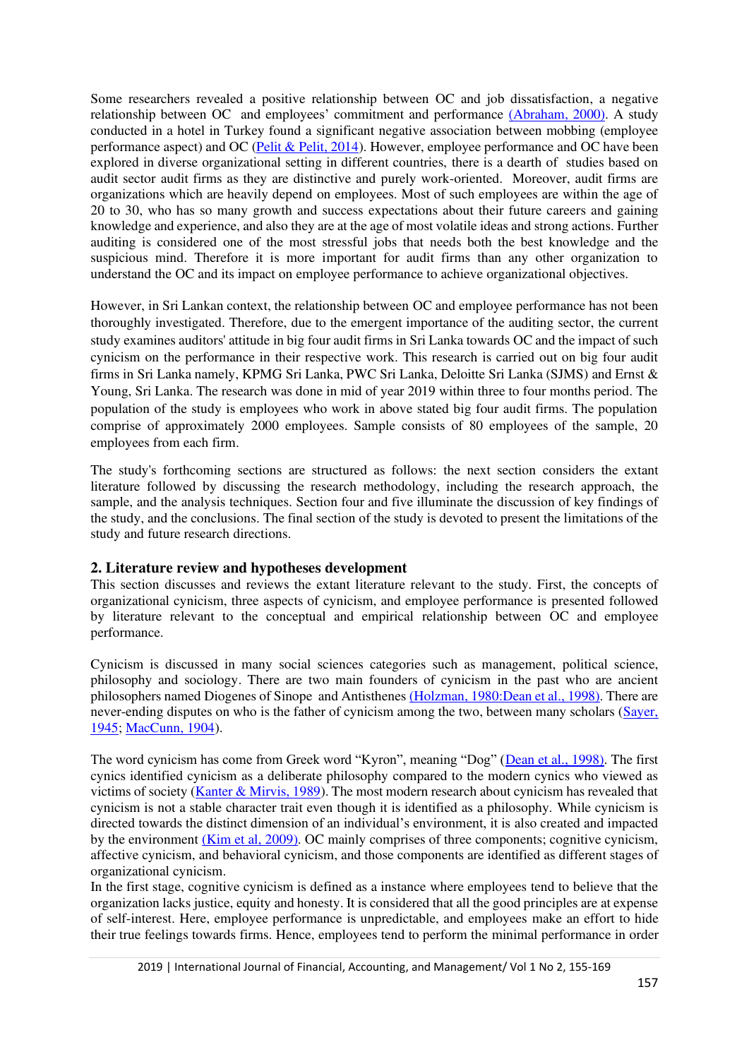Some researchers revealed a positive relationship between OC and job dissatisfaction, a negative relationship between OC and employees' commitment and performance (Abraham, 2000). A study conducted in a hotel in Turkey found a significant negative association between mobbing (employee performance aspect) and OC (Pelit & Pelit, 2014). However, employee performance and OC have been explored in diverse organizational setting in different countries, there is a dearth of studies based on audit sector audit firms as they are distinctive and purely work-oriented. Moreover, audit firms are organizations which are heavily depend on employees. Most of such employees are within the age of 20 to 30, who has so many growth and success expectations about their future careers and gaining knowledge and experience, and also they are at the age of most volatile ideas and strong actions. Further auditing is considered one of the most stressful jobs that needs both the best knowledge and the suspicious mind. Therefore it is more important for audit firms than any other organization to understand the OC and its impact on employee performance to achieve organizational objectives.

However, in Sri Lankan context, the relationship between OC and employee performance has not been thoroughly investigated. Therefore, due to the emergent importance of the auditing sector, the current study examines auditors' attitude in big four audit firms in Sri Lanka towards OC and the impact of such cynicism on the performance in their respective work. This research is carried out on big four audit firms in Sri Lanka namely, KPMG Sri Lanka, PWC Sri Lanka, Deloitte Sri Lanka (SJMS) and Ernst & Young, Sri Lanka. The research was done in mid of year 2019 within three to four months period. The population of the study is employees who work in above stated big four audit firms. The population comprise of approximately 2000 employees. Sample consists of 80 employees of the sample, 20 employees from each firm.

The study's forthcoming sections are structured as follows: the next section considers the extant literature followed by discussing the research methodology, including the research approach, the sample, and the analysis techniques. Section four and five illuminate the discussion of key findings of the study, and the conclusions. The final section of the study is devoted to present the limitations of the study and future research directions.

## 2. Literature review and hypotheses development

This section discusses and reviews the extant literature relevant to the study. First, the concepts of organizational cynicism, three aspects of cynicism, and employee performance is presented followed by literature relevant to the conceptual and empirical relationship between OC and employee performance.

Cynicism is discussed in many social sciences categories such as management, political science, philosophy and sociology. There are two main founders of cynicism in the past who are ancient philosophers named Diogenes of Sinope and Antisthenes (Holzman, 1980:Dean et al., 1998). There are never-ending disputes on who is the father of cynicism among the two, between many scholars (Sayer, 1945; MacCunn, 1904).

The word cynicism has come from Greek word "Kyron", meaning "Dog" (Dean et al., 1998). The first cynics identified cynicism as a deliberate philosophy compared to the modern cynics who viewed as victims of society (Kanter & Mirvis, 1989). The most modern research about cynicism has revealed that cynicism is not a stable character trait even though it is identified as a philosophy. While cynicism is directed towards the distinct dimension of an individual's environment, it is also created and impacted by the environment (Kim et al, 2009). OC mainly comprises of three components; cognitive cynicism, affective cynicism, and behavioral cynicism, and those components are identified as different stages of organizational cynicism.

In the first stage, cognitive cynicism is defined as a instance where employees tend to believe that the organization lacks justice, equity and honesty. It is considered that all the good principles are at expense of self-interest. Here, employee performance is unpredictable, and employees make an effort to hide their true feelings towards firms. Hence, employees tend to perform the minimal performance in order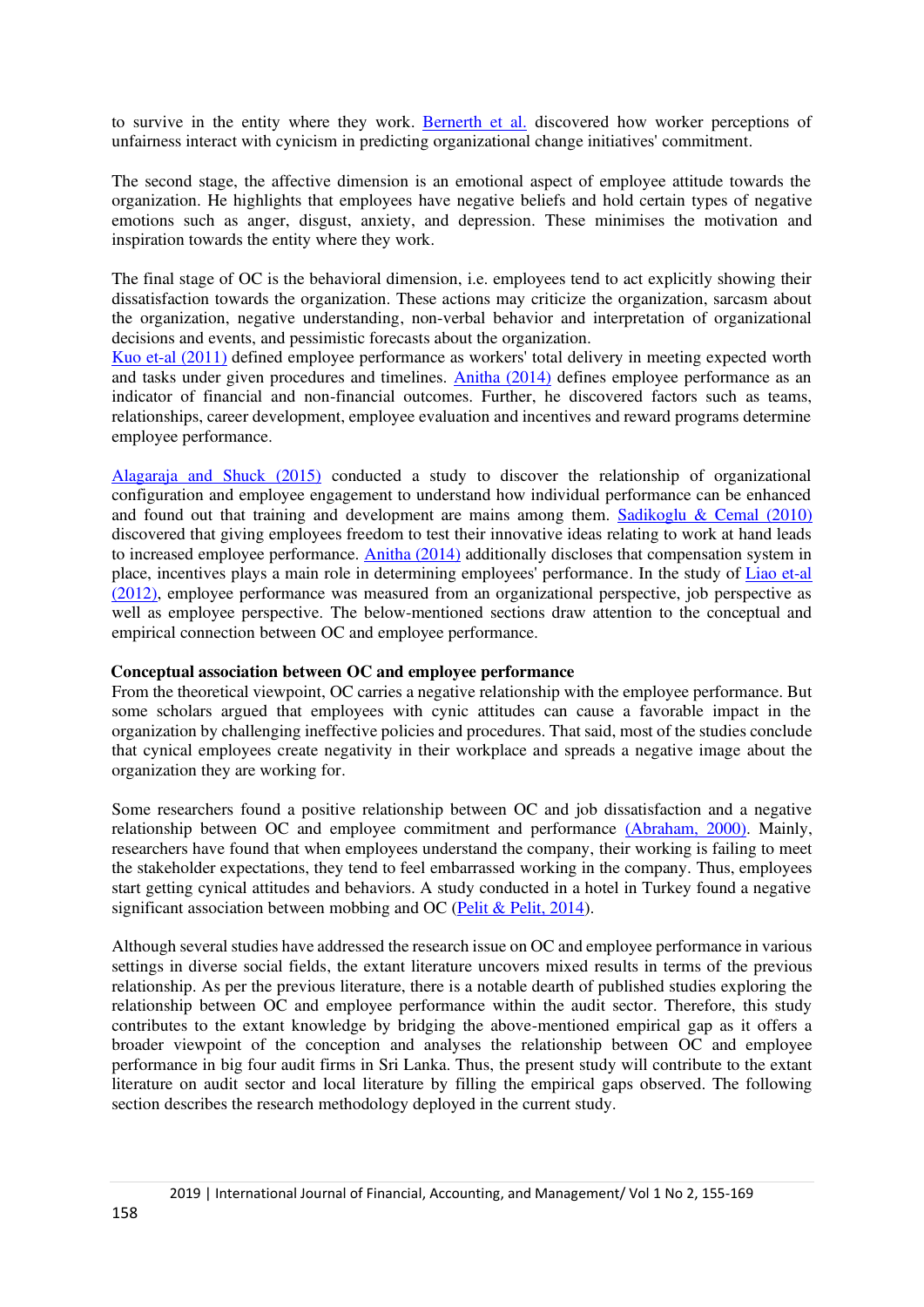to survive in the entity where they work. Bernerth et al. discovered how worker perceptions of unfairness interact with cynicism in predicting organizational change initiatives' commitment.

The second stage, the affective dimension is an emotional aspect of employee attitude towards the organization. He highlights that employees have negative beliefs and hold certain types of negative emotions such as anger, disgust, anxiety, and depression. These minimises the motivation and inspiration towards the entity where they work.

The final stage of OC is the behavioral dimension, i.e. employees tend to act explicitly showing their dissatisfaction towards the organization. These actions may criticize the organization, sarcasm about the organization, negative understanding, non-verbal behavior and interpretation of organizational decisions and events, and pessimistic forecasts about the organization.
Kuo et-al (2011) defined employee performance as workers' total delivery in meeting expected worth and tasks under given procedures and timelines. Anitha (2014) defines employee performance as an indicator of financial and non-financial outcomes. Further, he discovered factors such as teams, relationships, career development, employee evaluation and incentives and reward programs determine employee performance.

Alagaraja and Shuck (2015) conducted a study to discover the relationship of organizational configuration and employee engagement to understand how individual performance can be enhanced and found out that training and development are mains among them. Sadikoglu & Cemal (2010) discovered that giving employees freedom to test their innovative ideas relating to work at hand leads to increased employee performance. Anitha (2014) additionally discloses that compensation system in place, incentives plays a main role in determining employees' performance. In the study of Liao et-al (2012), employee performance was measured from an organizational perspective, job perspective as well as employee perspective. The below-mentioned sections draw attention to the conceptual and empirical connection between OC and employee performance.

**Conceptual association between OC and employee performance**

From the theoretical viewpoint, OC carries a negative relationship with the employee performance. But some scholars argued that employees with cynic attitudes can cause a favorable impact in the organization by challenging ineffective policies and procedures. That said, most of the studies conclude that cynical employees create negativity in their workplace and spreads a negative image about the organization they are working for.

Some researchers found a positive relationship between OC and job dissatisfaction and a negative relationship between OC and employee commitment and performance (Abraham, 2000). Mainly, researchers have found that when employees understand the company, their working is failing to meet the stakeholder expectations, they tend to feel embarrassed working in the company. Thus, employees start getting cynical attitudes and behaviors. A study conducted in a hotel in Turkey found a negative significant association between mobbing and OC (Pelit & Pelit, 2014).

Although several studies have addressed the research issue on OC and employee performance in various settings in diverse social fields, the extant literature uncovers mixed results in terms of the previous relationship. As per the previous literature, there is a notable dearth of published studies exploring the relationship between OC and employee performance within the audit sector. Therefore, this study contributes to the extant knowledge by bridging the above-mentioned empirical gap as it offers a broader viewpoint of the conception and analyses the relationship between OC and employee performance in big four audit firms in Sri Lanka. Thus, the present study will contribute to the extant literature on audit sector and local literature by filling the empirical gaps observed. The following section describes the research methodology deployed in the current study.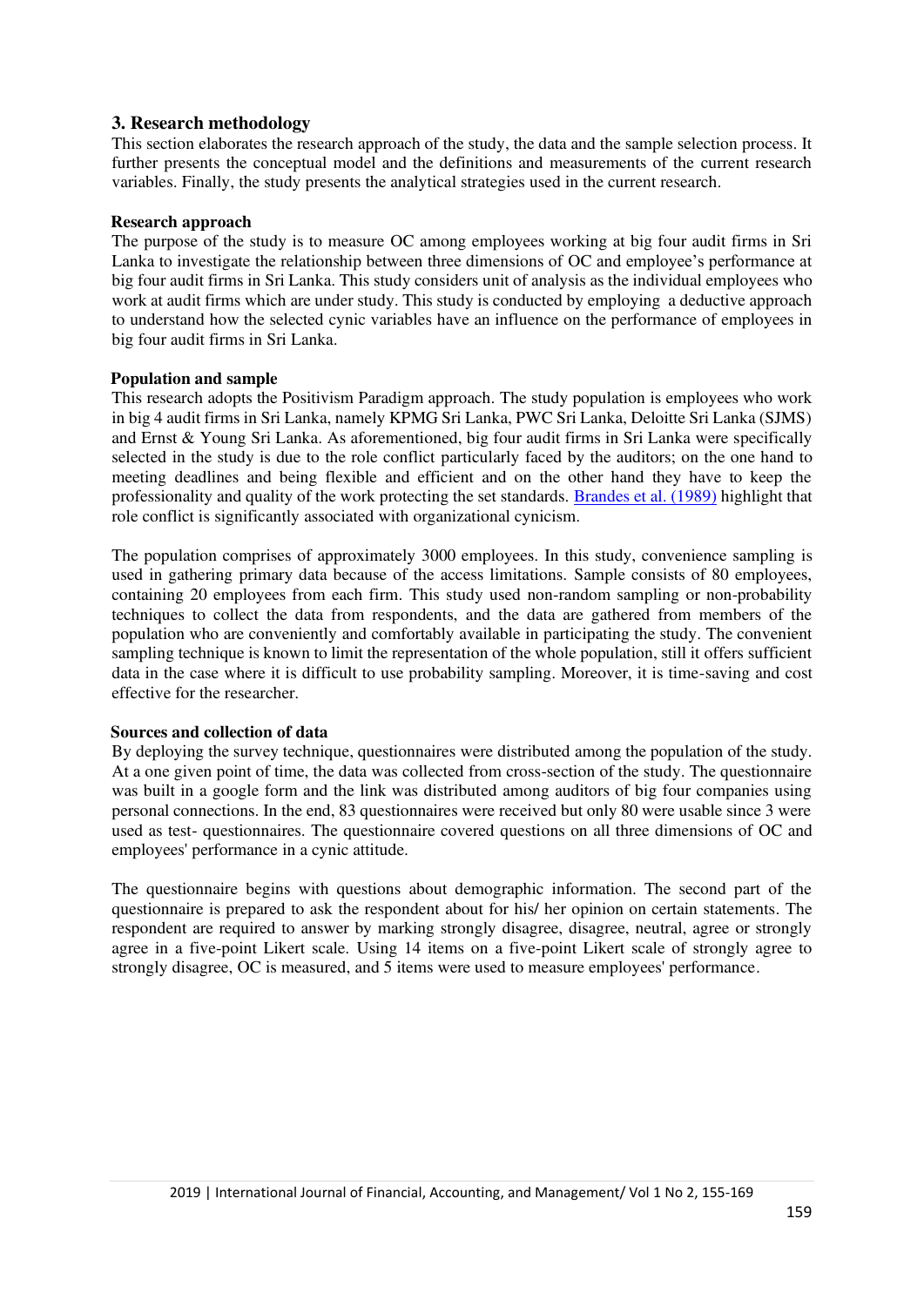## 3. Research methodology

This section elaborates the research approach of the study, the data and the sample selection process. It further presents the conceptual model and the definitions and measurements of the current research variables. Finally, the study presents the analytical strategies used in the current research.

### Research approach

The purpose of the study is to measure OC among employees working at big four audit firms in Sri Lanka to investigate the relationship between three dimensions of OC and employee's performance at big four audit firms in Sri Lanka. This study considers unit of analysis as the individual employees who work at audit firms which are under study. This study is conducted by employing a deductive approach to understand how the selected cynic variables have an influence on the performance of employees in big four audit firms in Sri Lanka.

### Population and sample

This research adopts the Positivism Paradigm approach. The study population is employees who work in big 4 audit firms in Sri Lanka, namely KPMG Sri Lanka, PWC Sri Lanka, Deloitte Sri Lanka (SJMS) and Ernst & Young Sri Lanka. As aforementioned, big four audit firms in Sri Lanka were specifically selected in the study is due to the role conflict particularly faced by the auditors; on the one hand to meeting deadlines and being flexible and efficient and on the other hand they have to keep the professionality and quality of the work protecting the set standards. Brandes et al. (1989) highlight that role conflict is significantly associated with organizational cynicism.

The population comprises of approximately 3000 employees. In this study, convenience sampling is used in gathering primary data because of the access limitations. Sample consists of 80 employees, containing 20 employees from each firm. This study used non-random sampling or non-probability techniques to collect the data from respondents, and the data are gathered from members of the population who are conveniently and comfortably available in participating the study. The convenient sampling technique is known to limit the representation of the whole population, still it offers sufficient data in the case where it is difficult to use probability sampling. Moreover, it is time-saving and cost effective for the researcher.

### Sources and collection of data

By deploying the survey technique, questionnaires were distributed among the population of the study. At a one given point of time, the data was collected from cross-section of the study. The questionnaire was built in a google form and the link was distributed among auditors of big four companies using personal connections. In the end, 83 questionnaires were received but only 80 were usable since 3 were used as test- questionnaires. The questionnaire covered questions on all three dimensions of OC and employees' performance in a cynic attitude.

The questionnaire begins with questions about demographic information. The second part of the questionnaire is prepared to ask the respondent about for his/ her opinion on certain statements. The respondent are required to answer by marking strongly disagree, disagree, neutral, agree or strongly agree in a five-point Likert scale. Using 14 items on a five-point Likert scale of strongly agree to strongly disagree, OC is measured, and 5 items were used to measure employees' performance.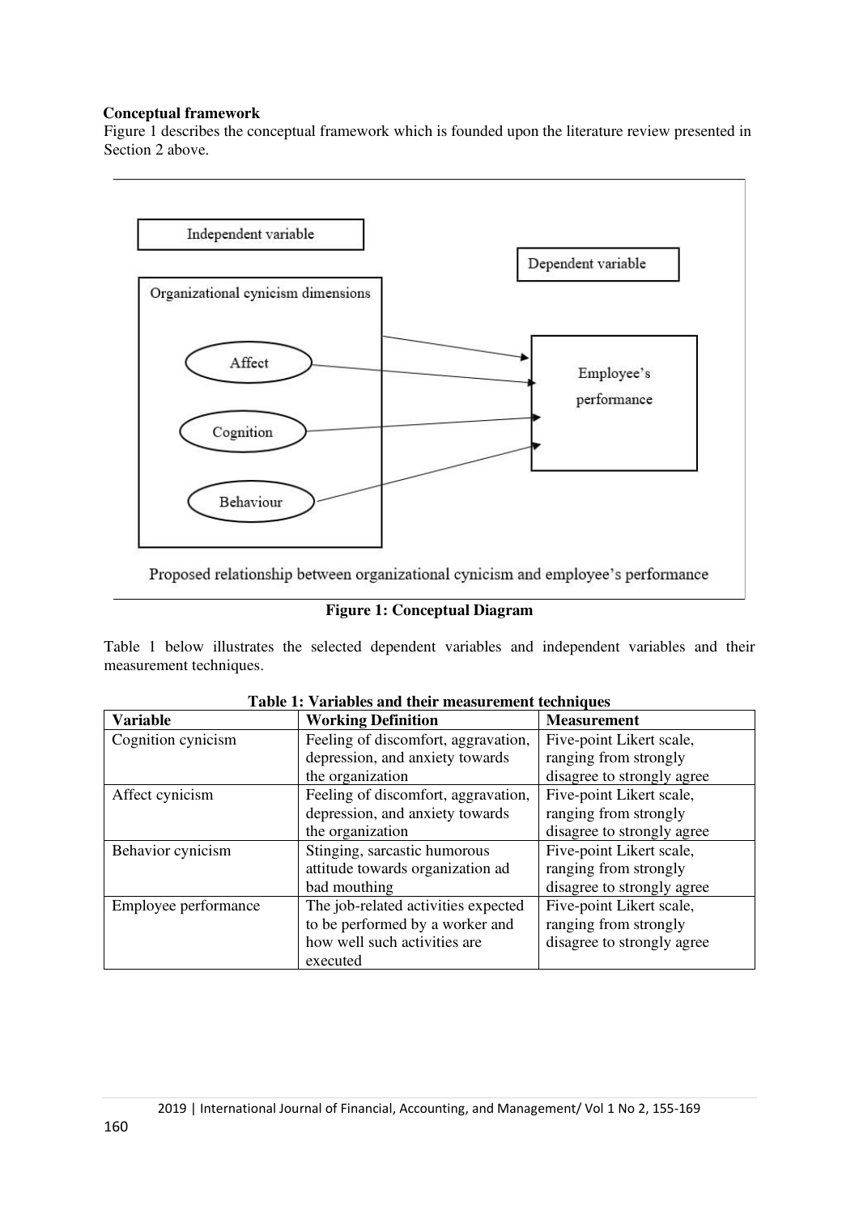**Conceptual framework**

Figure 1 describes the conceptual framework which is founded upon the literature review presented in Section 2 above.

**Figure 1: Conceptual Diagram**

Table 1 below illustrates the selected dependent variables and independent variables and their measurement techniques.

**Table 1: Variables and their measurement techniques**

| Variable | Working Definition | Measurement |
|---|---|---|
| Cognition cynicism | Feeling of discomfort, aggravation, depression, and anxiety towards the organization | Five-point Likert scale, ranging from strongly disagree to strongly agree |
| Affect cynicism | Feeling of discomfort, aggravation, depression, and anxiety towards the organization | Five-point Likert scale, ranging from strongly disagree to strongly agree |
| Behavior cynicism | Stinging, sarcastic humorous attitude towards organization ad bad mouthing | Five-point Likert scale, ranging from strongly disagree to strongly agree |
| Employee performance | The job-related activities expected to be performed by a worker and how well such activities are executed | Five-point Likert scale, ranging from strongly disagree to strongly agree |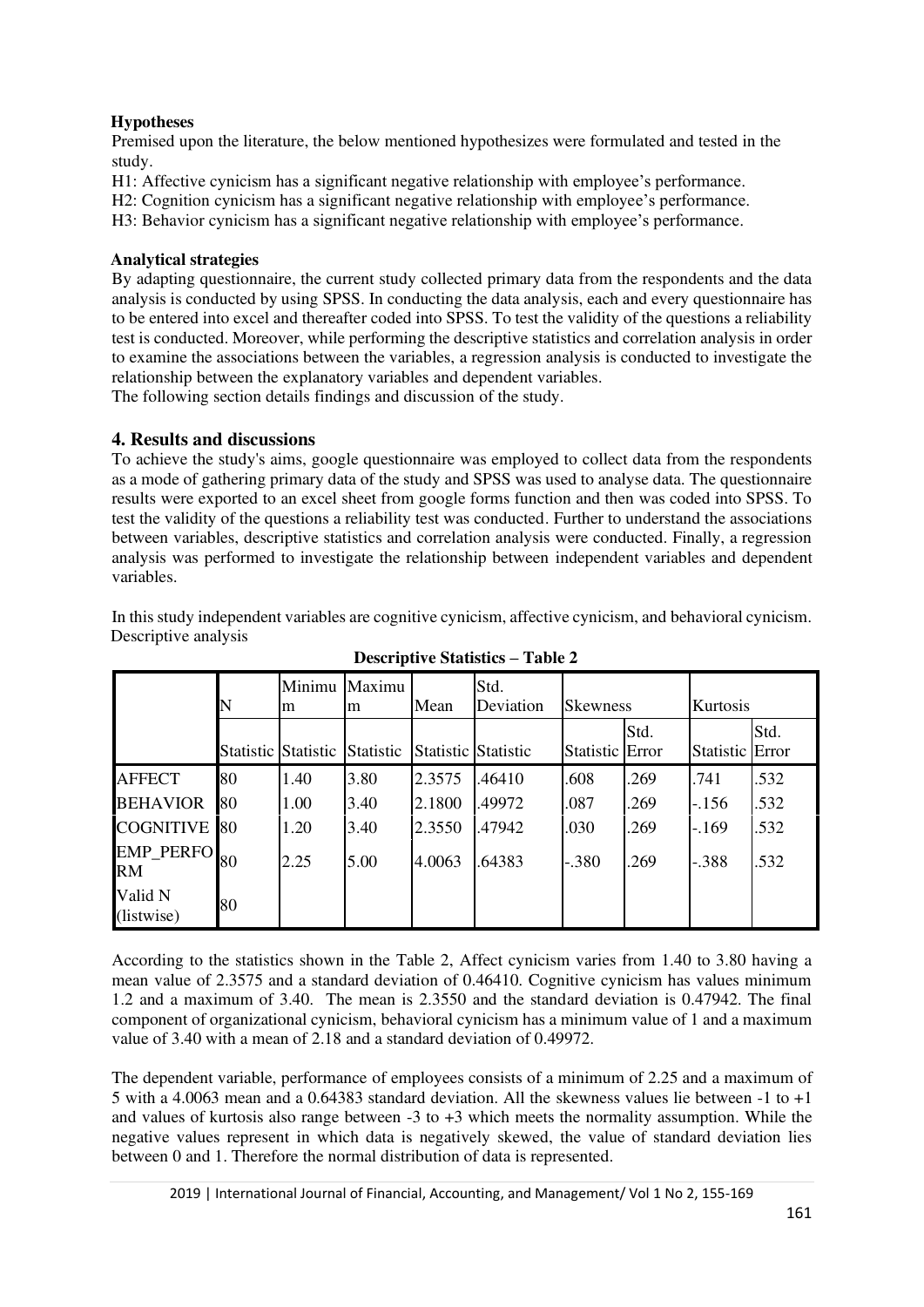**Hypotheses**

Premised upon the literature, the below mentioned hypothesizes were formulated and tested in the study.

H1: Affective cynicism has a significant negative relationship with employee's performance.
H2: Cognition cynicism has a significant negative relationship with employee's performance.
H3: Behavior cynicism has a significant negative relationship with employee's performance.

**Analytical strategies**

By adapting questionnaire, the current study collected primary data from the respondents and the data analysis is conducted by using SPSS. In conducting the data analysis, each and every questionnaire has to be entered into excel and thereafter coded into SPSS. To test the validity of the questions a reliability test is conducted. Moreover, while performing the descriptive statistics and correlation analysis in order to examine the associations between the variables, a regression analysis is conducted to investigate the relationship between the explanatory variables and dependent variables.
The following section details findings and discussion of the study.

## 4. Results and discussions

To achieve the study's aims, google questionnaire was employed to collect data from the respondents as a mode of gathering primary data of the study and SPSS was used to analyse data. The questionnaire results were exported to an excel sheet from google forms function and then was coded into SPSS. To test the validity of the questions a reliability test was conducted. Further to understand the associations between variables, descriptive statistics and correlation analysis were conducted. Finally, a regression analysis was performed to investigate the relationship between independent variables and dependent variables.

In this study independent variables are cognitive cynicism, affective cynicism, and behavioral cynicism.
Descriptive analysis

**Descriptive Statistics – Table 2**

| | N | Minimum | Maximum | Mean | Std. Deviation | Skewness | | Kurtosis | |
|---|---|---|---|---|---|---|---|---|---|
| | Statistic | Statistic | Statistic | Statistic | Statistic | Statistic | Std. Error | Statistic | Std. Error |
| AFFECT | 80 | 1.40 | 3.80 | 2.3575 | .46410 | .608 | .269 | .741 | .532 |
| BEHAVIOR | 80 | 1.00 | 3.40 | 2.1800 | .49972 | .087 | .269 | -.156 | .532 |
| COGNITIVE | 80 | 1.20 | 3.40 | 2.3550 | .47942 | .030 | .269 | -.169 | .532 |
| EMP_PERFORM | 80 | 2.25 | 5.00 | 4.0063 | .64383 | -.380 | .269 | -.388 | .532 |
| Valid N (listwise) | 80 | | | | | | | | |

According to the statistics shown in the Table 2, Affect cynicism varies from 1.40 to 3.80 having a mean value of 2.3575 and a standard deviation of 0.46410. Cognitive cynicism has values minimum 1.2 and a maximum of 3.40. The mean is 2.3550 and the standard deviation is 0.47942. The final component of organizational cynicism, behavioral cynicism has a minimum value of 1 and a maximum value of 3.40 with a mean of 2.18 and a standard deviation of 0.49972.

The dependent variable, performance of employees consists of a minimum of 2.25 and a maximum of 5 with a 4.0063 mean and a 0.64383 standard deviation. All the skewness values lie between -1 to +1 and values of kurtosis also range between -3 to +3 which meets the normality assumption. While the negative values represent in which data is negatively skewed, the value of standard deviation lies between 0 and 1. Therefore the normal distribution of data is represented.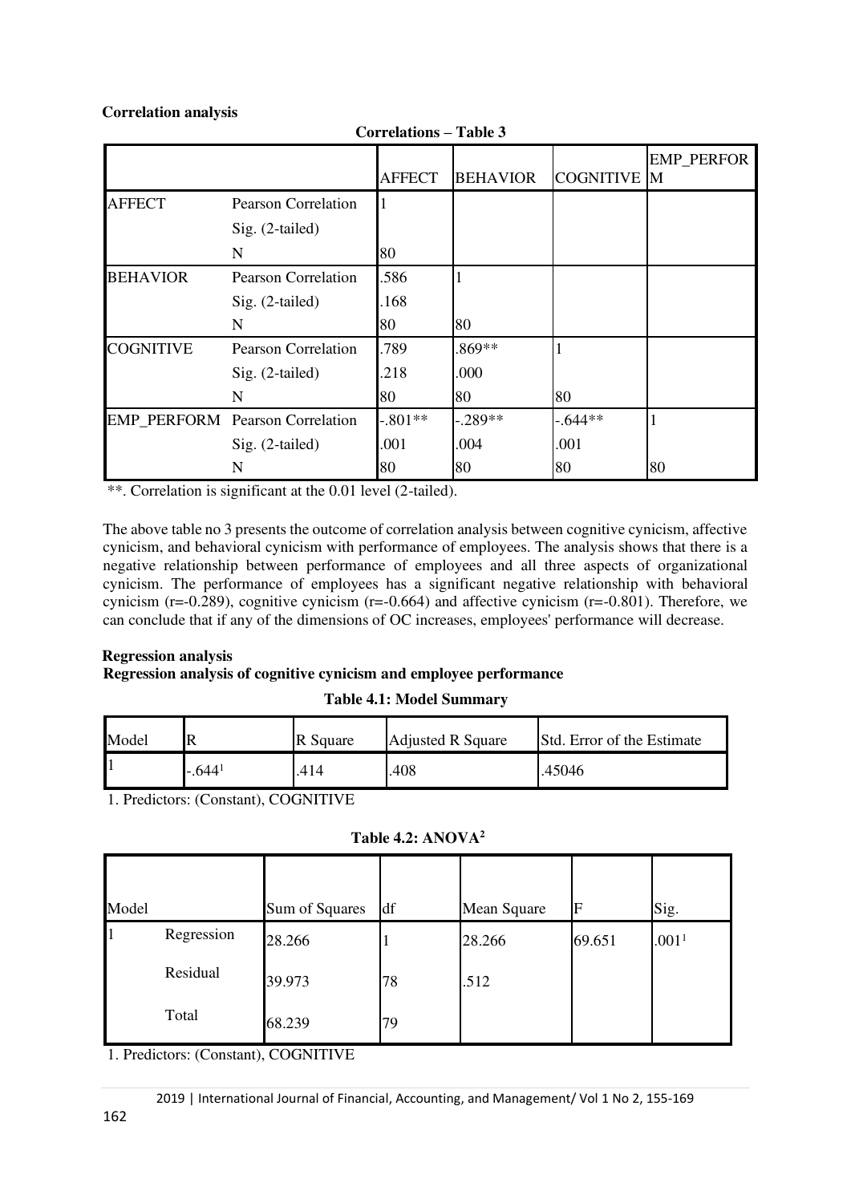**Correlation analysis**

**Correlations – Table 3**

| | | AFFECT | BEHAVIOR | COGNITIVE | EMP_PERFORM |
|---|---|---|---|---|---|
| AFFECT | Pearson Correlation | 1 | | | |
| | Sig. (2-tailed) | | | | |
| | N | 80 | | | |
| BEHAVIOR | Pearson Correlation | .586 | 1 | | |
| | Sig. (2-tailed) | .168 | | | |
| | N | 80 | 80 | | |
| COGNITIVE | Pearson Correlation | .789 | .869** | 1 | |
| | Sig. (2-tailed) | .218 | .000 | | |
| | N | 80 | 80 | 80 | |
| EMP_PERFORM | Pearson Correlation | -.801** | -.289** | -.644** | 1 |
| | Sig. (2-tailed) | .001 | .004 | .001 | |
| | N | 80 | 80 | 80 | 80 |

**. Correlation is significant at the 0.01 level (2-tailed).

The above table no 3 presents the outcome of correlation analysis between cognitive cynicism, affective cynicism, and behavioral cynicism with performance of employees. The analysis shows that there is a negative relationship between performance of employees and all three aspects of organizational cynicism. The performance of employees has a significant negative relationship with behavioral cynicism (r=-0.289), cognitive cynicism (r=-0.664) and affective cynicism (r=-0.801). Therefore, we can conclude that if any of the dimensions of OC increases, employees' performance will decrease.

**Regression analysis**

**Regression analysis of cognitive cynicism and employee performance**

**Table 4.1: Model Summary**

| Model | R | R Square | Adjusted R Square | Std. Error of the Estimate |
|---|---|---|---|---|
| 1 | -.644[1] | .414 | .408 | .45046 |

1. Predictors: (Constant), COGNITIVE

**Table 4.2: ANOVA[2]**

| Model | | Sum of Squares | df | Mean Square | F | Sig. |
|---|---|---|---|---|---|---|
| 1 | Regression | 28.266 | 1 | 28.266 | 69.651 | .001[1] |
| | Residual | 39.973 | 78 | .512 | | |
| | Total | 68.239 | 79 | | | |

1. Predictors: (Constant), COGNITIVE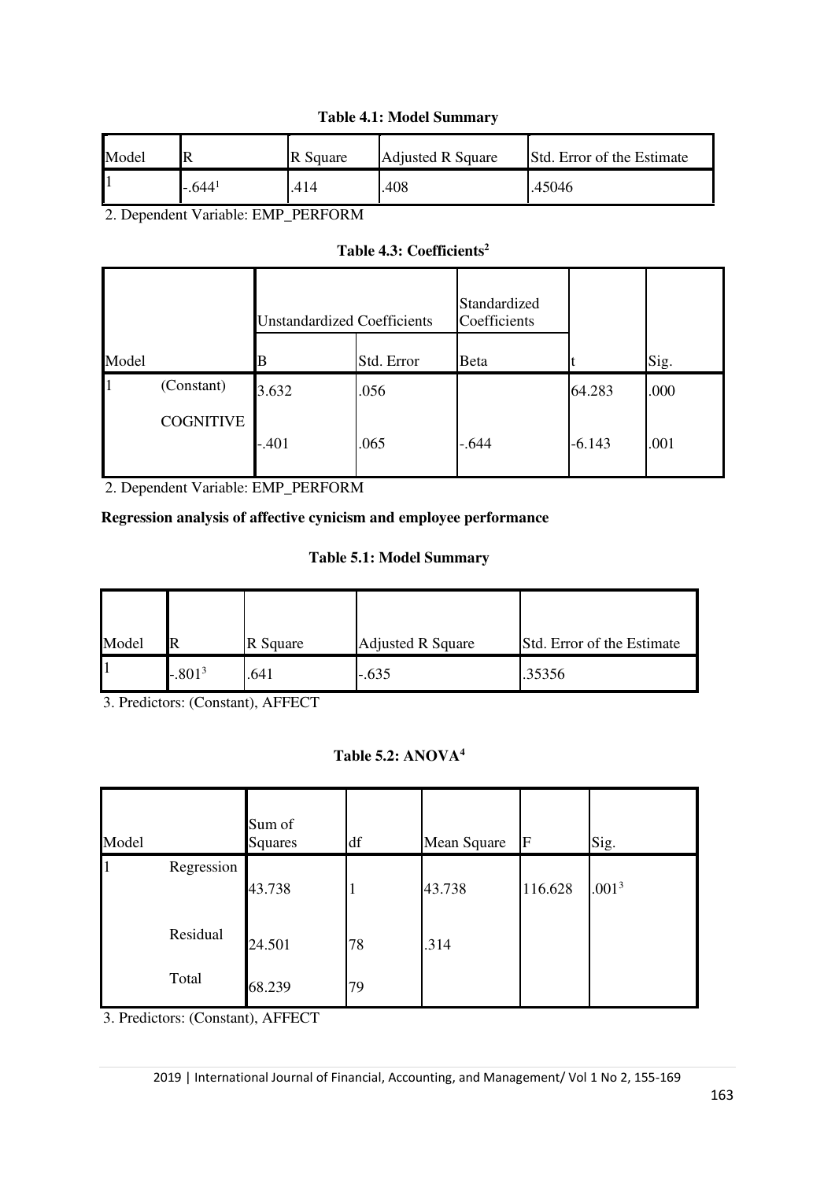**Table 4.1: Model Summary**

| Model | R | R Square | Adjusted R Square | Std. Error of the Estimate |
|---|---|---|---|---|
| 1 | -.644[1] | .414 | .408 | .45046 |

2. Dependent Variable: EMP_PERFORM

**Table 4.3: Coefficients[2]**

| Model | | Unstandardized Coefficients | | Standardized Coefficients | t | Sig. |
|---|---|---|---|---|---|---|
| | | B | Std. Error | Beta | | |
| 1 | (Constant) | 3.632 | .056 | | 64.283 | .000 |
| | COGNITIVE | -.401 | .065 | -.644 | -6.143 | .001 |

2. Dependent Variable: EMP_PERFORM

**Regression analysis of affective cynicism and employee performance**

**Table 5.1: Model Summary**

| Model | R | R Square | Adjusted R Square | Std. Error of the Estimate |
|---|---|---|---|---|
| 1 | -.801[3] | .641 | -.635 | .35356 |

3. Predictors: (Constant), AFFECT

**Table 5.2: ANOVA[4]**

| Model | | Sum of Squares | df | Mean Square | F | Sig. |
|---|---|---|---|---|---|---|
| 1 | Regression | 43.738 | 1 | 43.738 | 116.628 | .001[3] |
| | Residual | 24.501 | 78 | .314 | | |
| | Total | 68.239 | 79 | | | |

3. Predictors: (Constant), AFFECT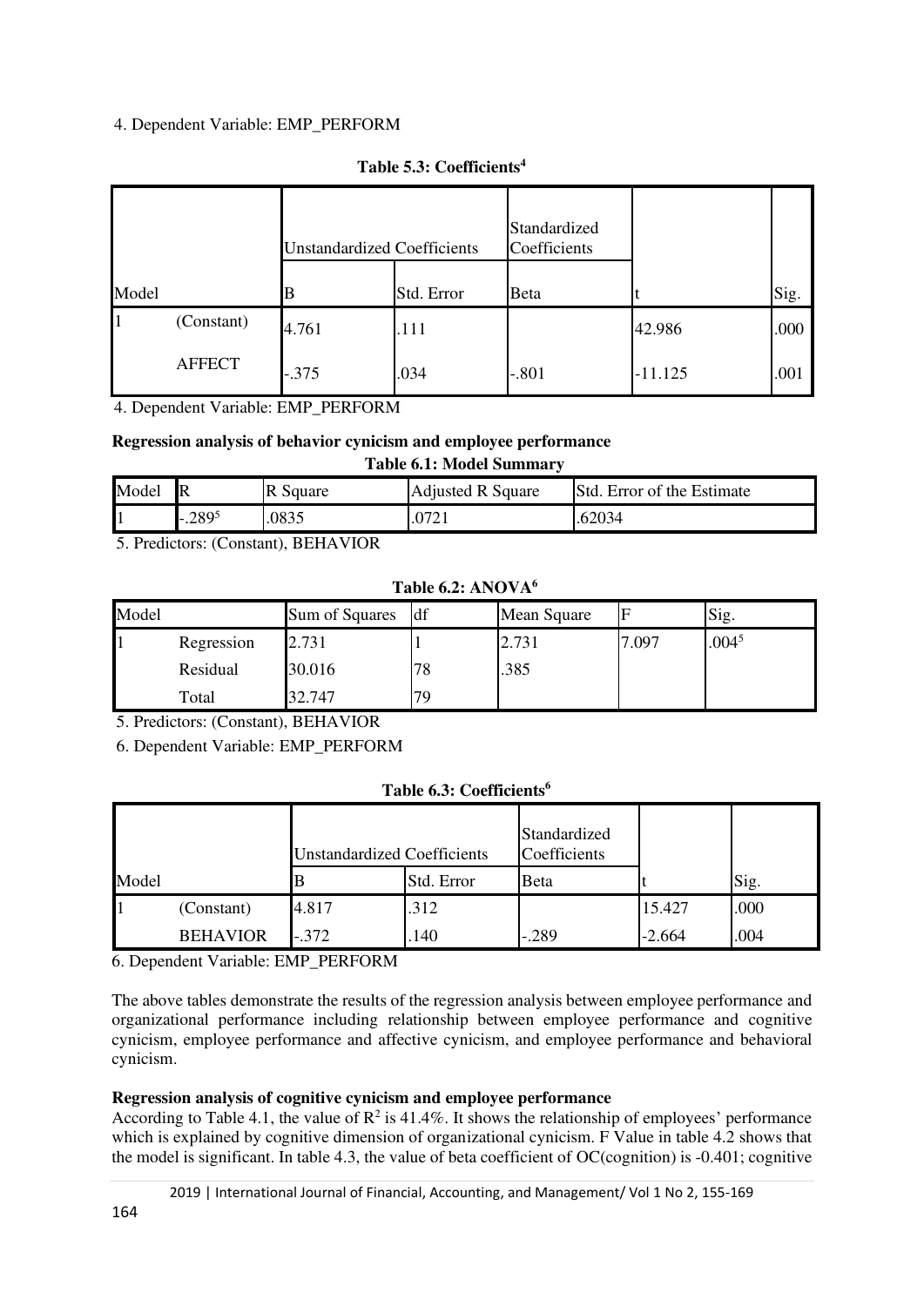4. Dependent Variable: EMP_PERFORM

**Table 5.3: Coefficients[4]**

| Model | | Unstandardized Coefficients | | Standardized Coefficients | | |
|---|---|---|---|---|---|---|
| | | B | Std. Error | Beta | t | Sig. |
| 1 | (Constant) | 4.761 | .111 | | 42.986 | .000 |
| | AFFECT | -.375 | .034 | -.801 | -11.125 | .001 |

4. Dependent Variable: EMP_PERFORM

**Regression analysis of behavior cynicism and employee performance**

**Table 6.1: Model Summary**

| Model | R | R Square | Adjusted R Square | Std. Error of the Estimate |
|---|---|---|---|---|
| 1 | -.289[5] | .0835 | .0721 | .62034 |

5. Predictors: (Constant), BEHAVIOR

**Table 6.2: ANOVA[6]**

| Model | | Sum of Squares | df | Mean Square | F | Sig. |
|---|---|---|---|---|---|---|
| 1 | Regression | 2.731 | 1 | 2.731 | 7.097 | .004[5] |
| | Residual | 30.016 | 78 | .385 | | |
| | Total | 32.747 | 79 | | | |

5. Predictors: (Constant), BEHAVIOR

6. Dependent Variable: EMP_PERFORM

**Table 6.3: Coefficients[6]**

| Model | | Unstandardized Coefficients | | Standardized Coefficients | | |
|---|---|---|---|---|---|---|
| | | B | Std. Error | Beta | t | Sig. |
| 1 | (Constant) | 4.817 | .312 | | 15.427 | .000 |
| | BEHAVIOR | -.372 | .140 | -.289 | -2.664 | .004 |

6. Dependent Variable: EMP_PERFORM

The above tables demonstrate the results of the regression analysis between employee performance and organizational performance including relationship between employee performance and cognitive cynicism, employee performance and affective cynicism, and employee performance and behavioral cynicism.

**Regression analysis of cognitive cynicism and employee performance**

According to Table 4.1, the value of $R^2$ is 41.4%. It shows the relationship of employees' performance which is explained by cognitive dimension of organizational cynicism. F Value in table 4.2 shows that the model is significant. In table 4.3, the value of beta coefficient of OC(cognition) is -0.401; cognitive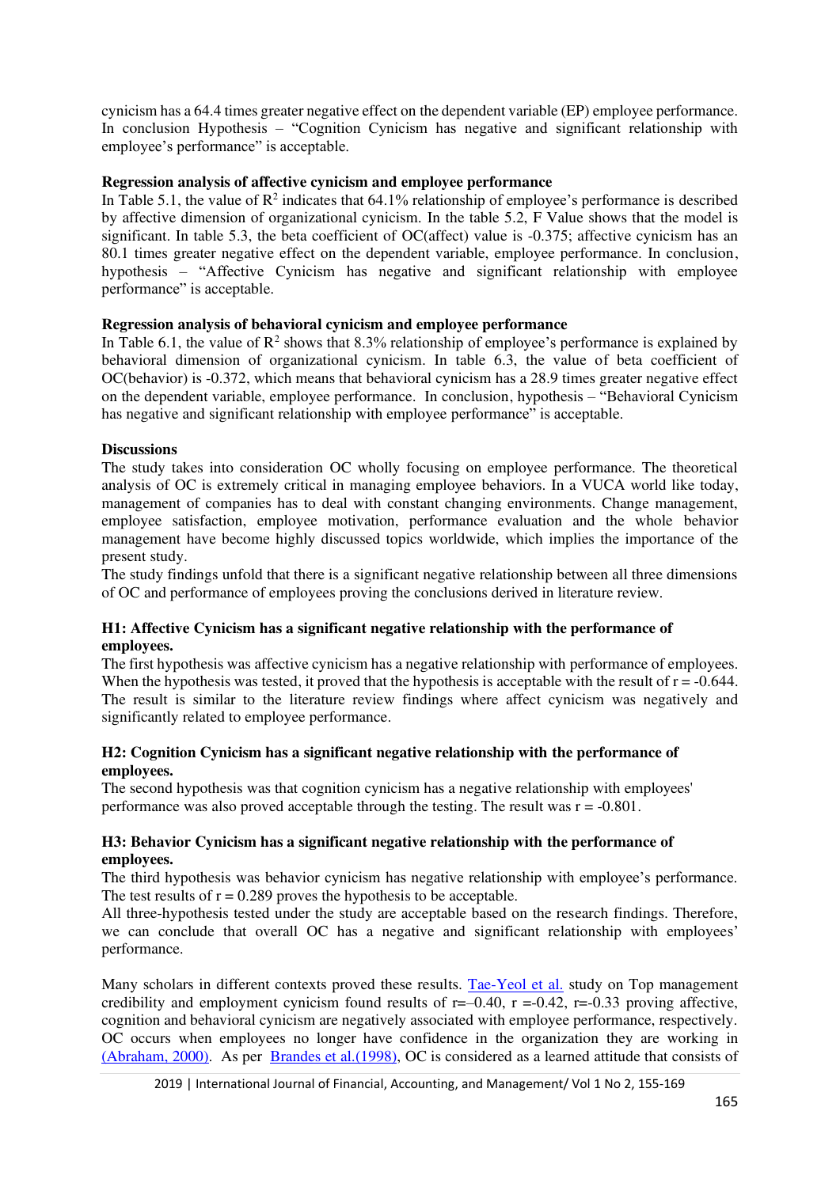cynicism has a 64.4 times greater negative effect on the dependent variable (EP) employee performance. In conclusion Hypothesis – "Cognition Cynicism has negative and significant relationship with employee's performance" is acceptable.

**Regression analysis of affective cynicism and employee performance**

In Table 5.1, the value of $R^2$ indicates that 64.1% relationship of employee's performance is described by affective dimension of organizational cynicism. In the table 5.2, F Value shows that the model is significant. In table 5.3, the beta coefficient of OC(affect) value is -0.375; affective cynicism has an 80.1 times greater negative effect on the dependent variable, employee performance. In conclusion, hypothesis – "Affective Cynicism has negative and significant relationship with employee performance" is acceptable.

**Regression analysis of behavioral cynicism and employee performance**

In Table 6.1, the value of $R^2$ shows that 8.3% relationship of employee's performance is explained by behavioral dimension of organizational cynicism. In table 6.3, the value of beta coefficient of OC(behavior) is -0.372, which means that behavioral cynicism has a 28.9 times greater negative effect on the dependent variable, employee performance. In conclusion, hypothesis – "Behavioral Cynicism has negative and significant relationship with employee performance" is acceptable.

**Discussions**

The study takes into consideration OC wholly focusing on employee performance. The theoretical analysis of OC is extremely critical in managing employee behaviors. In a VUCA world like today, management of companies has to deal with constant changing environments. Change management, employee satisfaction, employee motivation, performance evaluation and the whole behavior management have become highly discussed topics worldwide, which implies the importance of the present study.

The study findings unfold that there is a significant negative relationship between all three dimensions of OC and performance of employees proving the conclusions derived in literature review.

**H1: Affective Cynicism has a significant negative relationship with the performance of employees.**

The first hypothesis was affective cynicism has a negative relationship with performance of employees. When the hypothesis was tested, it proved that the hypothesis is acceptable with the result of r = -0.644. The result is similar to the literature review findings where affect cynicism was negatively and significantly related to employee performance.

**H2: Cognition Cynicism has a significant negative relationship with the performance of employees.**

The second hypothesis was that cognition cynicism has a negative relationship with employees' performance was also proved acceptable through the testing. The result was r = -0.801.

**H3: Behavior Cynicism has a significant negative relationship with the performance of employees.**

The third hypothesis was behavior cynicism has negative relationship with employee's performance. The test results of r = 0.289 proves the hypothesis to be acceptable.

All three-hypothesis tested under the study are acceptable based on the research findings. Therefore, we can conclude that overall OC has a negative and significant relationship with employees' performance.

Many scholars in different contexts proved these results. Tae-Yeol et al. study on Top management credibility and employment cynicism found results of r=–0.40, r =-0.42, r=-0.33 proving affective, cognition and behavioral cynicism are negatively associated with employee performance, respectively. OC occurs when employees no longer have confidence in the organization they are working in (Abraham, 2000). As per Brandes et al.(1998), OC is considered as a learned attitude that consists of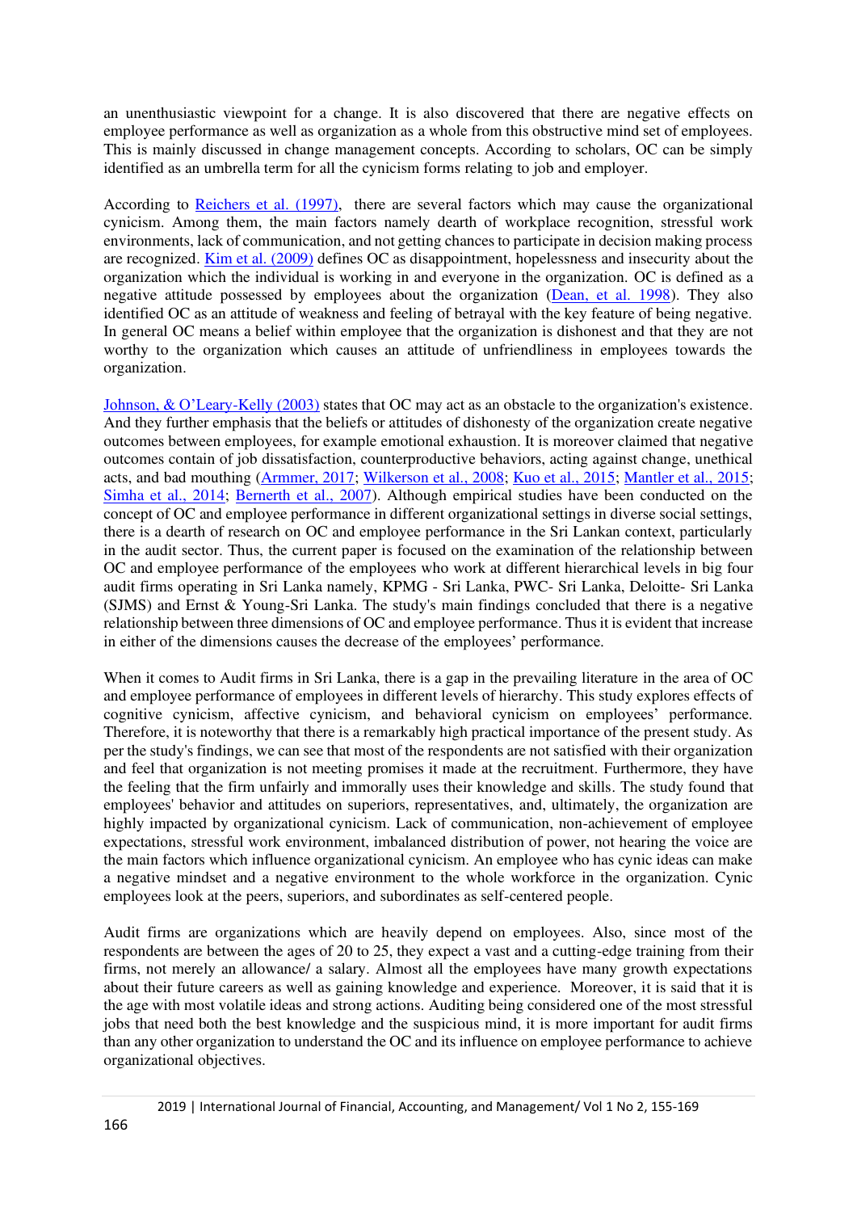an unenthusiastic viewpoint for a change. It is also discovered that there are negative effects on employee performance as well as organization as a whole from this obstructive mind set of employees. This is mainly discussed in change management concepts. According to scholars, OC can be simply identified as an umbrella term for all the cynicism forms relating to job and employer.

According to Reichers et al. (1997), there are several factors which may cause the organizational cynicism. Among them, the main factors namely dearth of workplace recognition, stressful work environments, lack of communication, and not getting chances to participate in decision making process are recognized. Kim et al. (2009) defines OC as disappointment, hopelessness and insecurity about the organization which the individual is working in and everyone in the organization. OC is defined as a negative attitude possessed by employees about the organization (Dean, et al. 1998). They also identified OC as an attitude of weakness and feeling of betrayal with the key feature of being negative. In general OC means a belief within employee that the organization is dishonest and that they are not worthy to the organization which causes an attitude of unfriendliness in employees towards the organization.

Johnson, & O'Leary-Kelly (2003) states that OC may act as an obstacle to the organization's existence. And they further emphasis that the beliefs or attitudes of dishonesty of the organization create negative outcomes between employees, for example emotional exhaustion. It is moreover claimed that negative outcomes contain of job dissatisfaction, counterproductive behaviors, acting against change, unethical acts, and bad mouthing (Armmer, 2017; Wilkerson et al., 2008; Kuo et al., 2015; Mantler et al., 2015; Simha et al., 2014; Bernerth et al., 2007). Although empirical studies have been conducted on the concept of OC and employee performance in different organizational settings in diverse social settings, there is a dearth of research on OC and employee performance in the Sri Lankan context, particularly in the audit sector. Thus, the current paper is focused on the examination of the relationship between OC and employee performance of the employees who work at different hierarchical levels in big four audit firms operating in Sri Lanka namely, KPMG - Sri Lanka, PWC- Sri Lanka, Deloitte- Sri Lanka (SJMS) and Ernst & Young-Sri Lanka. The study's main findings concluded that there is a negative relationship between three dimensions of OC and employee performance. Thus it is evident that increase in either of the dimensions causes the decrease of the employees' performance.

When it comes to Audit firms in Sri Lanka, there is a gap in the prevailing literature in the area of OC and employee performance of employees in different levels of hierarchy. This study explores effects of cognitive cynicism, affective cynicism, and behavioral cynicism on employees' performance. Therefore, it is noteworthy that there is a remarkably high practical importance of the present study. As per the study's findings, we can see that most of the respondents are not satisfied with their organization and feel that organization is not meeting promises it made at the recruitment. Furthermore, they have the feeling that the firm unfairly and immorally uses their knowledge and skills. The study found that employees' behavior and attitudes on superiors, representatives, and, ultimately, the organization are highly impacted by organizational cynicism. Lack of communication, non-achievement of employee expectations, stressful work environment, imbalanced distribution of power, not hearing the voice are the main factors which influence organizational cynicism. An employee who has cynic ideas can make a negative mindset and a negative environment to the whole workforce in the organization. Cynic employees look at the peers, superiors, and subordinates as self-centered people.

Audit firms are organizations which are heavily depend on employees. Also, since most of the respondents are between the ages of 20 to 25, they expect a vast and a cutting-edge training from their firms, not merely an allowance/ a salary. Almost all the employees have many growth expectations about their future careers as well as gaining knowledge and experience. Moreover, it is said that it is the age with most volatile ideas and strong actions. Auditing being considered one of the most stressful jobs that need both the best knowledge and the suspicious mind, it is more important for audit firms than any other organization to understand the OC and its influence on employee performance to achieve organizational objectives.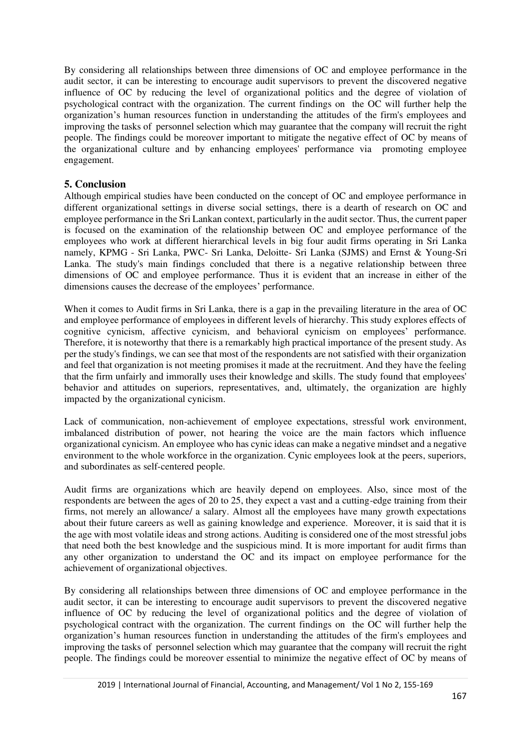By considering all relationships between three dimensions of OC and employee performance in the audit sector, it can be interesting to encourage audit supervisors to prevent the discovered negative influence of OC by reducing the level of organizational politics and the degree of violation of psychological contract with the organization. The current findings on the OC will further help the organization's human resources function in understanding the attitudes of the firm's employees and improving the tasks of personnel selection which may guarantee that the company will recruit the right people. The findings could be moreover important to mitigate the negative effect of OC by means of the organizational culture and by enhancing employees' performance via promoting employee engagement.

## 5. Conclusion

Although empirical studies have been conducted on the concept of OC and employee performance in different organizational settings in diverse social settings, there is a dearth of research on OC and employee performance in the Sri Lankan context, particularly in the audit sector. Thus, the current paper is focused on the examination of the relationship between OC and employee performance of the employees who work at different hierarchical levels in big four audit firms operating in Sri Lanka namely, KPMG - Sri Lanka, PWC- Sri Lanka, Deloitte- Sri Lanka (SJMS) and Ernst & Young-Sri Lanka. The study's main findings concluded that there is a negative relationship between three dimensions of OC and employee performance. Thus it is evident that an increase in either of the dimensions causes the decrease of the employees' performance.

When it comes to Audit firms in Sri Lanka, there is a gap in the prevailing literature in the area of OC and employee performance of employees in different levels of hierarchy. This study explores effects of cognitive cynicism, affective cynicism, and behavioral cynicism on employees' performance. Therefore, it is noteworthy that there is a remarkably high practical importance of the present study. As per the study's findings, we can see that most of the respondents are not satisfied with their organization and feel that organization is not meeting promises it made at the recruitment. And they have the feeling that the firm unfairly and immorally uses their knowledge and skills. The study found that employees' behavior and attitudes on superiors, representatives, and, ultimately, the organization are highly impacted by the organizational cynicism.

Lack of communication, non-achievement of employee expectations, stressful work environment, imbalanced distribution of power, not hearing the voice are the main factors which influence organizational cynicism. An employee who has cynic ideas can make a negative mindset and a negative environment to the whole workforce in the organization. Cynic employees look at the peers, superiors, and subordinates as self-centered people.

Audit firms are organizations which are heavily depend on employees. Also, since most of the respondents are between the ages of 20 to 25, they expect a vast and a cutting-edge training from their firms, not merely an allowance/ a salary. Almost all the employees have many growth expectations about their future careers as well as gaining knowledge and experience. Moreover, it is said that it is the age with most volatile ideas and strong actions. Auditing is considered one of the most stressful jobs that need both the best knowledge and the suspicious mind. It is more important for audit firms than any other organization to understand the OC and its impact on employee performance for the achievement of organizational objectives.

By considering all relationships between three dimensions of OC and employee performance in the audit sector, it can be interesting to encourage audit supervisors to prevent the discovered negative influence of OC by reducing the level of organizational politics and the degree of violation of psychological contract with the organization. The current findings on the OC will further help the organization's human resources function in understanding the attitudes of the firm's employees and improving the tasks of personnel selection which may guarantee that the company will recruit the right people. The findings could be moreover essential to minimize the negative effect of OC by means of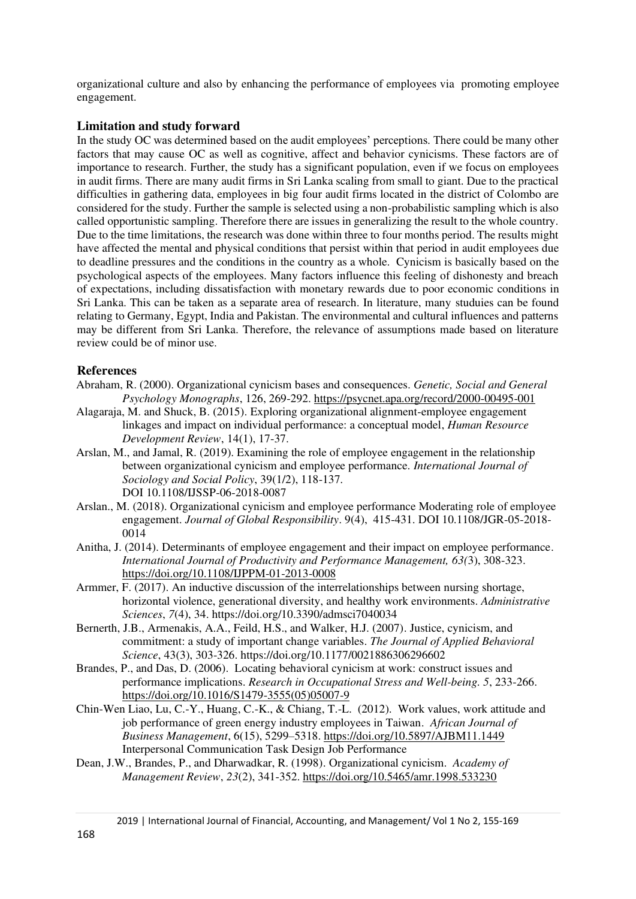organizational culture and also by enhancing the performance of employees via promoting employee engagement.

## Limitation and study forward

In the study OC was determined based on the audit employees' perceptions. There could be many other factors that may cause OC as well as cognitive, affect and behavior cynicisms. These factors are of importance to research. Further, the study has a significant population, even if we focus on employees in audit firms. There are many audit firms in Sri Lanka scaling from small to giant. Due to the practical difficulties in gathering data, employees in big four audit firms located in the district of Colombo are considered for the study. Further the sample is selected using a non-probabilistic sampling which is also called opportunistic sampling. Therefore there are issues in generalizing the result to the whole country. Due to the time limitations, the research was done within three to four months period. The results might have affected the mental and physical conditions that persist within that period in audit employees due to deadline pressures and the conditions in the country as a whole. Cynicism is basically based on the psychological aspects of the employees. Many factors influence this feeling of dishonesty and breach of expectations, including dissatisfaction with monetary rewards due to poor economic conditions in Sri Lanka. This can be taken as a separate area of research. In literature, many studuies can be found relating to Germany, Egypt, India and Pakistan. The environmental and cultural influences and patterns may be different from Sri Lanka. Therefore, the relevance of assumptions made based on literature review could be of minor use.

## References

Abraham, R. (2000). Organizational cynicism bases and consequences. *Genetic, Social and General Psychology Monographs*, 126, 269-292. https://psycnet.apa.org/record/2000-00495-001

Alagaraja, M. and Shuck, B. (2015). Exploring organizational alignment-employee engagement linkages and impact on individual performance: a conceptual model, *Human Resource Development Review*, 14(1), 17-37.

Arslan, M., and Jamal, R. (2019). Examining the role of employee engagement in the relationship between organizational cynicism and employee performance. *International Journal of Sociology and Social Policy*, 39(1/2), 118-137. DOI 10.1108/IJSSP-06-2018-0087

Arslan., M. (2018). Organizational cynicism and employee performance Moderating role of employee engagement. *Journal of Global Responsibility*. 9(4), 415-431. DOI 10.1108/JGR-05-2018-0014

Anitha, J. (2014). Determinants of employee engagement and their impact on employee performance. *International Journal of Productivity and Performance Management, 63(*3), 308-323. https://doi.org/10.1108/IJPPM-01-2013-0008

Armmer, F. (2017). An inductive discussion of the interrelationships between nursing shortage, horizontal violence, generational diversity, and healthy work environments. *Administrative Sciences*, *7*(4), 34. https://doi.org/10.3390/admsci7040034

Bernerth, J.B., Armenakis, A.A., Feild, H.S., and Walker, H.J. (2007). Justice, cynicism, and commitment: a study of important change variables. *The Journal of Applied Behavioral Science*, 43(3), 303-326. https://doi.org/10.1177/0021886306296602

Brandes, P., and Das, D. (2006). Locating behavioral cynicism at work: construct issues and performance implications. *Research in Occupational Stress and Well-being. 5*, 233-266. https://doi.org/10.1016/S1479-3555(05)05007-9

Chin-Wen Liao, Lu, C.-Y., Huang, C.-K., & Chiang, T.-L. (2012). Work values, work attitude and job performance of green energy industry employees in Taiwan. *African Journal of Business Management*, 6(15), 5299–5318. https://doi.org/10.5897/AJBM11.1449 Interpersonal Communication Task Design Job Performance

Dean, J.W., Brandes, P., and Dharwadkar, R. (1998). Organizational cynicism. *Academy of Management Review*, *23*(2), 341-352. https://doi.org/10.5465/amr.1998.533230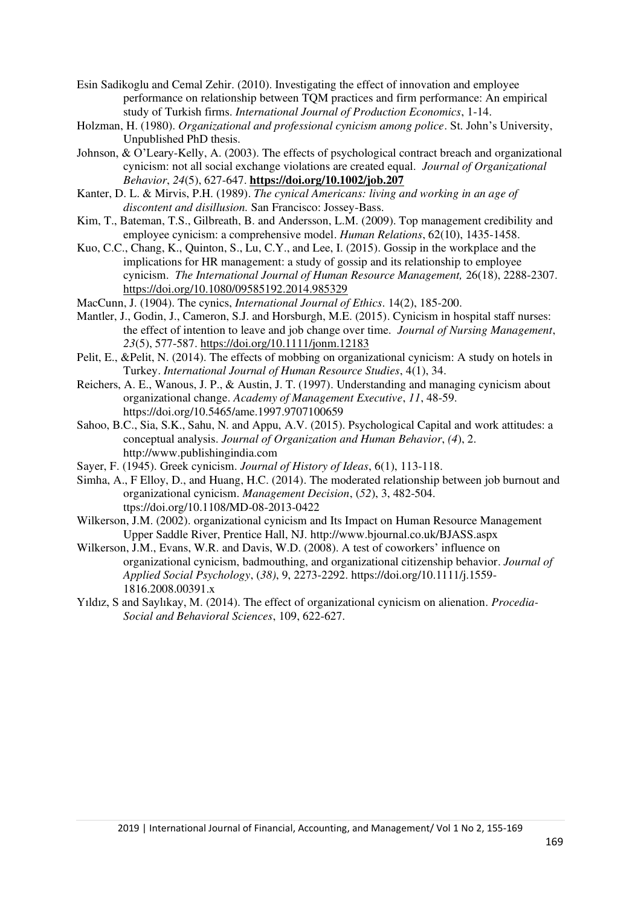Esin Sadikoglu and Cemal Zehir. (2010). Investigating the effect of innovation and employee performance on relationship between TQM practices and firm performance: An empirical study of Turkish firms. *International Journal of Production Economics*, 1-14.

Holzman, H. (1980). *Organizational and professional cynicism among police*. St. John's University, Unpublished PhD thesis.

Johnson, & O'Leary-Kelly, A. (2003). The effects of psychological contract breach and organizational cynicism: not all social exchange violations are created equal. *Journal of Organizational Behavior*, *24*(5), 627-647. **https://doi.org/10.1002/job.207**

Kanter, D. L. & Mirvis, P.H. (1989). *The cynical Americans: living and working in an age of discontent and disillusion.* San Francisco: Jossey-Bass.

Kim, T., Bateman, T.S., Gilbreath, B. and Andersson, L.M. (2009). Top management credibility and employee cynicism: a comprehensive model. *Human Relations*, 62(10), 1435-1458.

Kuo, C.C., Chang, K., Quinton, S., Lu, C.Y., and Lee, I. (2015). Gossip in the workplace and the implications for HR management: a study of gossip and its relationship to employee cynicism. *The International Journal of Human Resource Management,* 26(18), 2288-2307. https://doi.org/10.1080/09585192.2014.985329

MacCunn, J. (1904). The cynics, *International Journal of Ethics*. 14(2), 185-200.

Mantler, J., Godin, J., Cameron, S.J. and Horsburgh, M.E. (2015). Cynicism in hospital staff nurses: the effect of intention to leave and job change over time. *Journal of Nursing Management*, *23*(5), 577-587. https://doi.org/10.1111/jonm.12183

Pelit, E., &Pelit, N. (2014). The effects of mobbing on organizational cynicism: A study on hotels in Turkey. *International Journal of Human Resource Studies*, 4(1), 34.

Reichers, A. E., Wanous, J. P., & Austin, J. T. (1997). Understanding and managing cynicism about organizational change. *Academy of Management Executive*, *11*, 48-59. https://doi.org/10.5465/ame.1997.9707100659

Sahoo, B.C., Sia, S.K., Sahu, N. and Appu, A.V. (2015). Psychological Capital and work attitudes: a conceptual analysis. *Journal of Organization and Human Behavior*, *(4*), 2. http://www.publishingindia.com

Sayer, F. (1945). Greek cynicism. *Journal of History of Ideas*, 6(1), 113-118.

Simha, A., F Elloy, D., and Huang, H.C. (2014). The moderated relationship between job burnout and organizational cynicism. *Management Decision*, (*52*), 3, 482-504. ttps://doi.org/10.1108/MD-08-2013-0422

Wilkerson, J.M. (2002). organizational cynicism and Its Impact on Human Resource Management Upper Saddle River, Prentice Hall, NJ. http://www.bjournal.co.uk/BJASS.aspx

Wilkerson, J.M., Evans, W.R. and Davis, W.D. (2008). A test of coworkers' influence on organizational cynicism, badmouthing, and organizational citizenship behavior. *Journal of Applied Social Psychology*, (*38)*, 9, 2273-2292. https://doi.org/10.1111/j.1559-1816.2008.00391.x

Yıldız, S and Saylıkay, M. (2014). The effect of organizational cynicism on alienation. *Procedia-Social and Behavioral Sciences*, 109, 622-627.